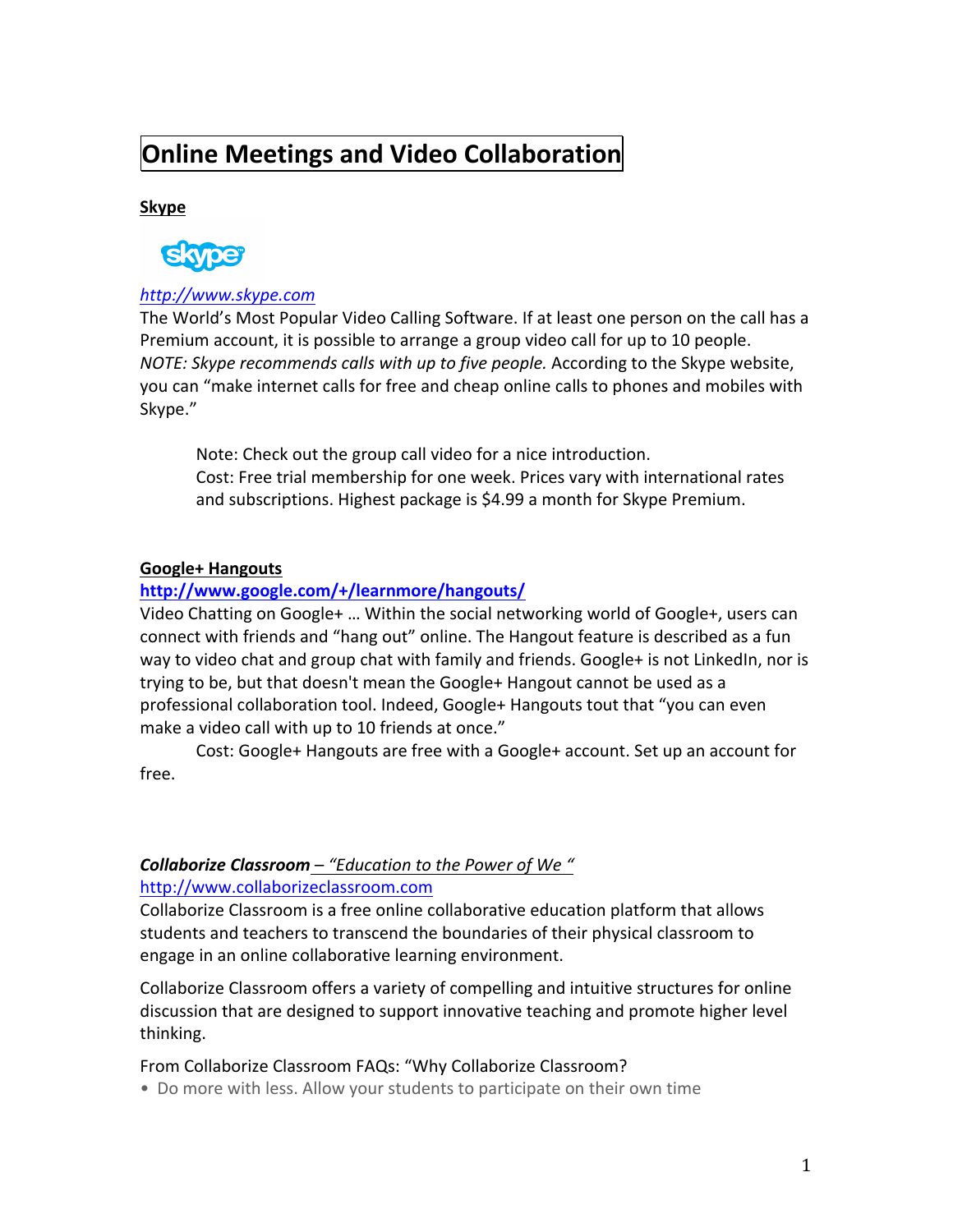# Online Meetings and Video Collaboration

## Skype

http://www.skype.com

The World's Most Popular Video Calling Software. If at least one person on the call has a Premium account, it is possible to arrange a group video call for up to 10 people. *NOTE: Skype recommends calls with up to five people.* According to the Skype website, you can "make internet calls for free and cheap online calls to phones and mobiles with Skype."

> Note: Check out the group call video for a nice introduction.
> Cost: Free trial membership for one week. Prices vary with international rates and subscriptions. Highest package is $4.99 a month for Skype Premium.

## Google+ Hangouts

**http://www.google.com/+/learnmore/hangouts/**

Video Chatting on Google+ … Within the social networking world of Google+, users can connect with friends and "hang out" online. The Hangout feature is described as a fun way to video chat and group chat with family and friends. Google+ is not LinkedIn, nor is trying to be, but that doesn't mean the Google+ Hangout cannot be used as a professional collaboration tool. Indeed, Google+ Hangouts tout that "you can even make a video call with up to 10 friends at once."

Cost: Google+ Hangouts are free with a Google+ account. Set up an account for free.

## ***Collaborize Classroom*** *– "Education to the Power of We "*

http://www.collaborizeclassroom.com

Collaborize Classroom is a free online collaborative education platform that allows students and teachers to transcend the boundaries of their physical classroom to engage in an online collaborative learning environment.

Collaborize Classroom offers a variety of compelling and intuitive structures for online discussion that are designed to support innovative teaching and promote higher level thinking.

From Collaborize Classroom FAQs: "Why Collaborize Classroom?

- Do more with less. Allow your students to participate on their own time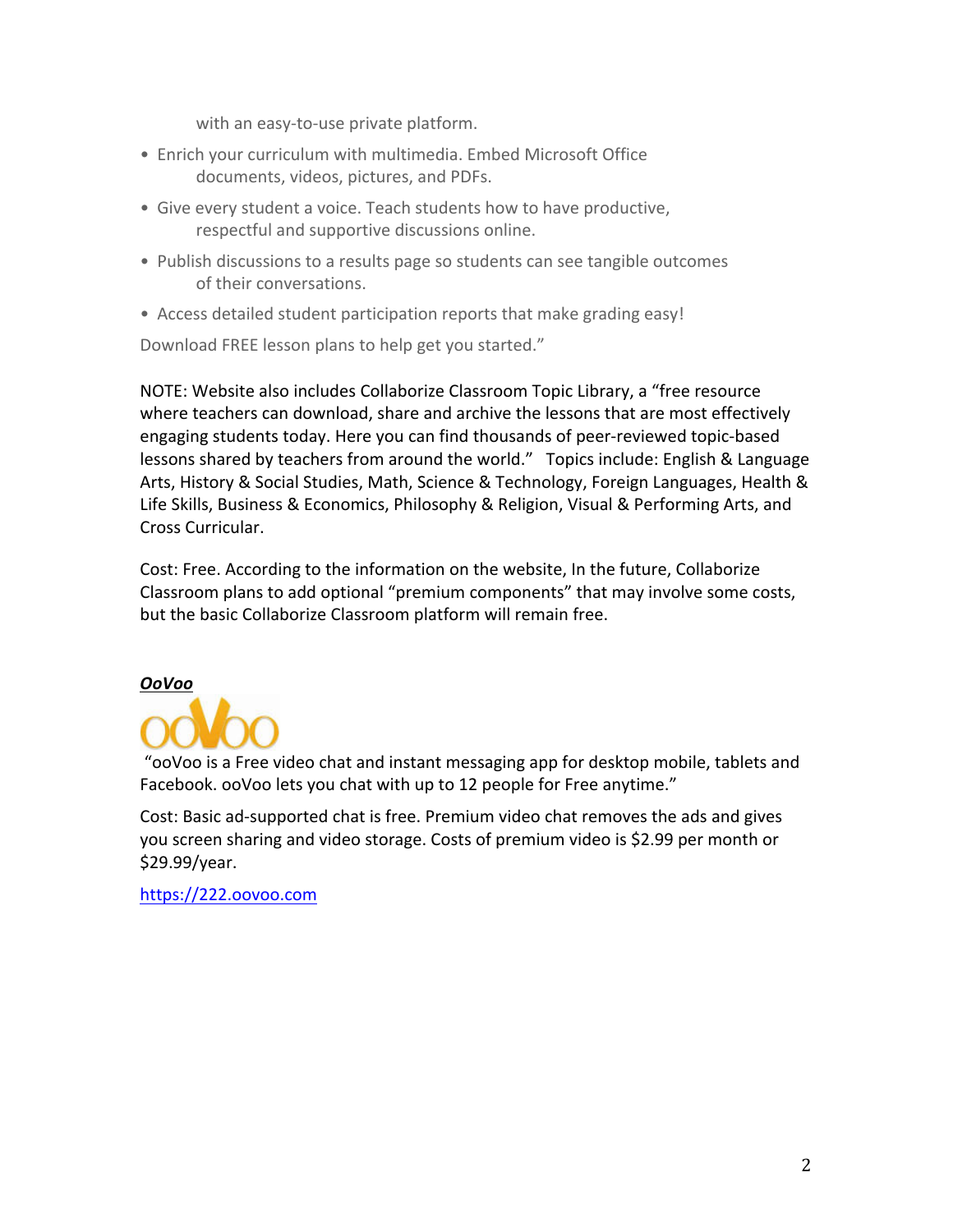with an easy-to-use private platform.

- Enrich your curriculum with multimedia. Embed Microsoft Office documents, videos, pictures, and PDFs.
- Give every student a voice. Teach students how to have productive, respectful and supportive discussions online.
- Publish discussions to a results page so students can see tangible outcomes of their conversations.
- Access detailed student participation reports that make grading easy!

Download FREE lesson plans to help get you started."

NOTE: Website also includes Collaborize Classroom Topic Library, a "free resource where teachers can download, share and archive the lessons that are most effectively engaging students today. Here you can find thousands of peer-reviewed topic-based lessons shared by teachers from around the world." Topics include: English & Language Arts, History & Social Studies, Math, Science & Technology, Foreign Languages, Health & Life Skills, Business & Economics, Philosophy & Religion, Visual & Performing Arts, and Cross Curricular.

Cost: Free. According to the information on the website, In the future, Collaborize Classroom plans to add optional "premium components" that may involve some costs, but the basic Collaborize Classroom platform will remain free.

***OoVoo***

"ooVoo is a Free video chat and instant messaging app for desktop mobile, tablets and Facebook. ooVoo lets you chat with up to 12 people for Free anytime."

Cost: Basic ad-supported chat is free. Premium video chat removes the ads and gives you screen sharing and video storage. Costs of premium video is $2.99 per month or $29.99/year.

https://222.oovoo.com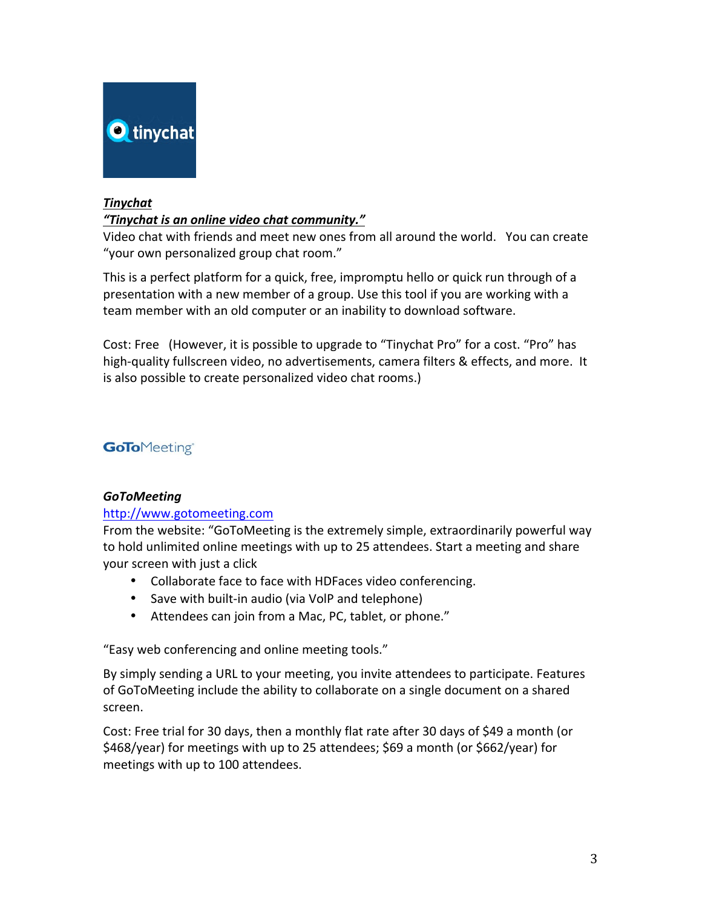***Tinychat***

***"Tinychat is an online video chat community."***

Video chat with friends and meet new ones from all around the world. You can create "your own personalized group chat room."

This is a perfect platform for a quick, free, impromptu hello or quick run through of a presentation with a new member of a group. Use this tool if you are working with a team member with an old computer or an inability to download software.

Cost: Free (However, it is possible to upgrade to "Tinychat Pro" for a cost. "Pro" has high-quality fullscreen video, no advertisements, camera filters & effects, and more. It is also possible to create personalized video chat rooms.)

***GoToMeeting***

[http://www.gotomeeting.com](http://www.gotomeeting.com)

From the website: "GoToMeeting is the extremely simple, extraordinarily powerful way to hold unlimited online meetings with up to 25 attendees. Start a meeting and share your screen with just a click

- Collaborate face to face with HDFaces video conferencing.
- Save with built-in audio (via VoIP and telephone)
- Attendees can join from a Mac, PC, tablet, or phone."

"Easy web conferencing and online meeting tools."

By simply sending a URL to your meeting, you invite attendees to participate. Features of GoToMeeting include the ability to collaborate on a single document on a shared screen.

Cost: Free trial for 30 days, then a monthly flat rate after 30 days of $49 a month (or $468/year) for meetings with up to 25 attendees; $69 a month (or $662/year) for meetings with up to 100 attendees.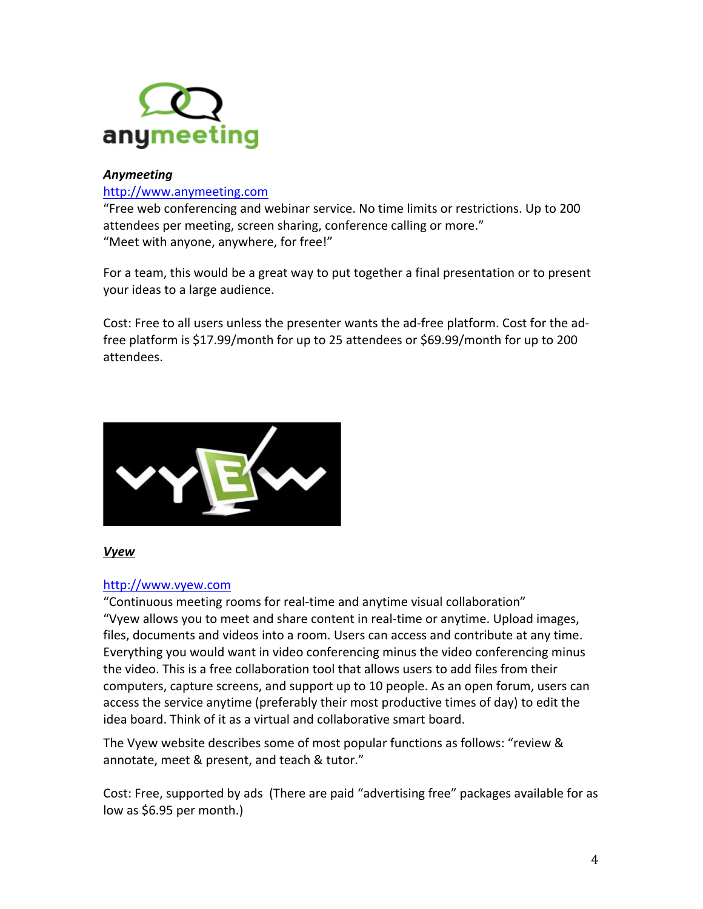***Anymeeting***

http://www.anymeeting.com

"Free web conferencing and webinar service. No time limits or restrictions. Up to 200 attendees per meeting, screen sharing, conference calling or more."
"Meet with anyone, anywhere, for free!"

For a team, this would be a great way to put together a final presentation or to present your ideas to a large audience.

Cost: Free to all users unless the presenter wants the ad-free platform. Cost for the ad-free platform is $17.99/month for up to 25 attendees or $69.99/month for up to 200 attendees.

***<u>Vyew</u>***

http://www.vyew.com

"Continuous meeting rooms for real-time and anytime visual collaboration"
"Vyew allows you to meet and share content in real-time or anytime. Upload images, files, documents and videos into a room. Users can access and contribute at any time. Everything you would want in video conferencing minus the video conferencing minus the video. This is a free collaboration tool that allows users to add files from their computers, capture screens, and support up to 10 people. As an open forum, users can access the service anytime (preferably their most productive times of day) to edit the idea board. Think of it as a virtual and collaborative smart board.

The Vyew website describes some of most popular functions as follows: "review & annotate, meet & present, and teach & tutor."

Cost: Free, supported by ads (There are paid "advertising free" packages available for as low as $6.95 per month.)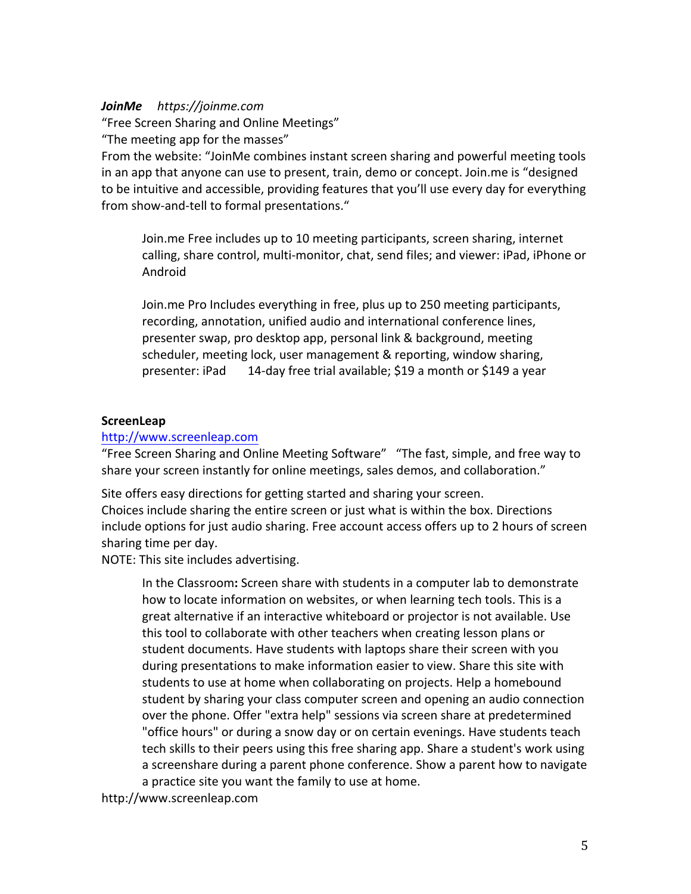***JoinMe*** *https://joinme.com*

"Free Screen Sharing and Online Meetings"

"The meeting app for the masses"

From the website: "JoinMe combines instant screen sharing and powerful meeting tools in an app that anyone can use to present, train, demo or concept. Join.me is "designed to be intuitive and accessible, providing features that you'll use every day for everything from show-and-tell to formal presentations."

> Join.me Free includes up to 10 meeting participants, screen sharing, internet calling, share control, multi-monitor, chat, send files; and viewer: iPad, iPhone or Android
>
> Join.me Pro Includes everything in free, plus up to 250 meeting participants, recording, annotation, unified audio and international conference lines, presenter swap, pro desktop app, personal link & background, meeting scheduler, meeting lock, user management & reporting, window sharing, presenter: iPad   14-day free trial available; $19 a month or $149 a year

**ScreenLeap**

[http://www.screenleap.com](http://www.screenleap.com)

"Free Screen Sharing and Online Meeting Software"   "The fast, simple, and free way to share your screen instantly for online meetings, sales demos, and collaboration."

Site offers easy directions for getting started and sharing your screen.
Choices include sharing the entire screen or just what is within the box. Directions include options for just audio sharing. Free account access offers up to 2 hours of screen sharing time per day.
NOTE: This site includes advertising.

> In the Classroom**:** Screen share with students in a computer lab to demonstrate how to locate information on websites, or when learning tech tools. This is a great alternative if an interactive whiteboard or projector is not available. Use this tool to collaborate with other teachers when creating lesson plans or student documents. Have students with laptops share their screen with you during presentations to make information easier to view. Share this site with students to use at home when collaborating on projects. Help a homebound student by sharing your class computer screen and opening an audio connection over the phone. Offer "extra help" sessions via screen share at predetermined "office hours" or during a snow day or on certain evenings. Have students teach tech skills to their peers using this free sharing app. Share a student's work using a screenshare during a parent phone conference. Show a parent how to navigate a practice site you want the family to use at home.

http://www.screenleap.com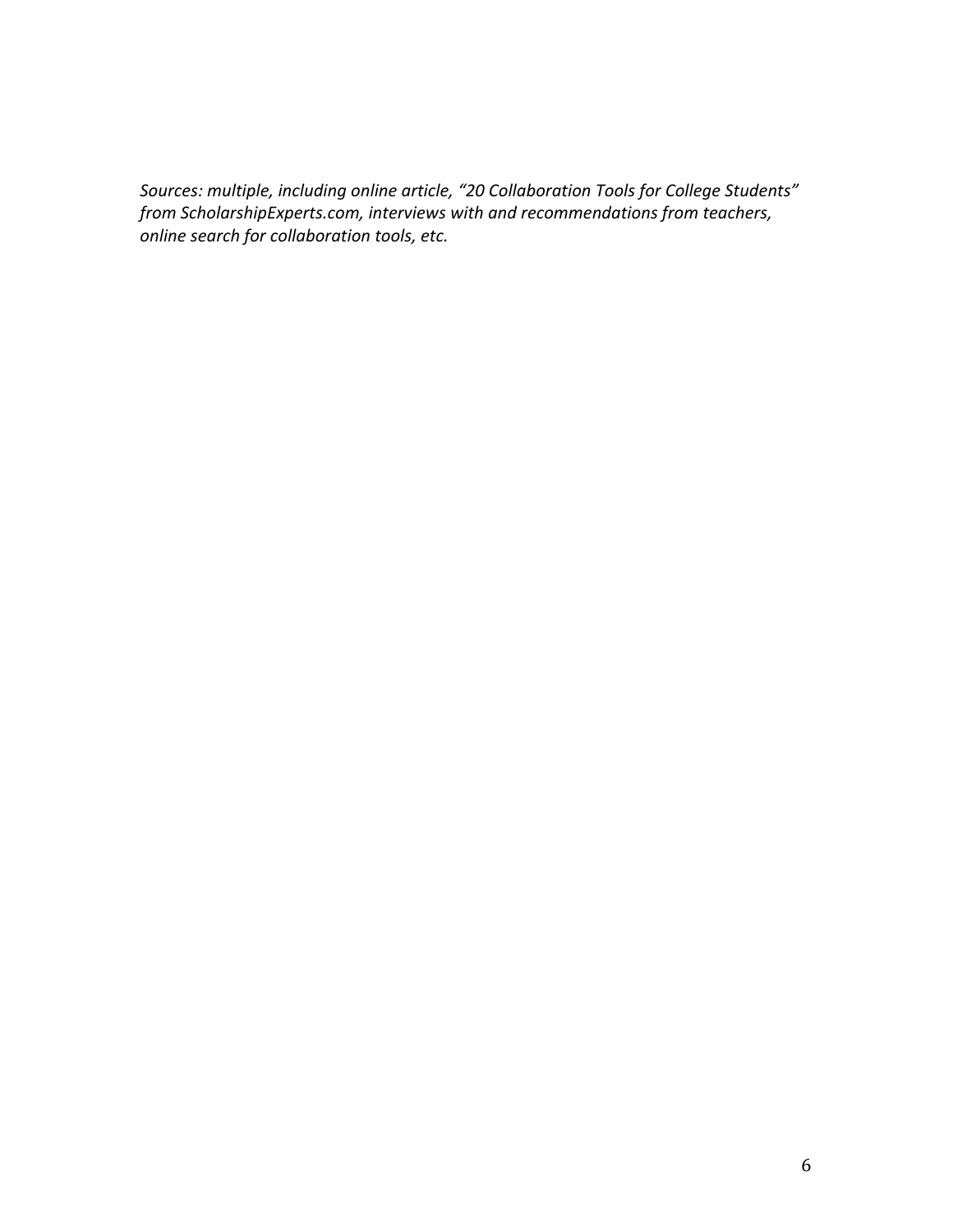*Sources: multiple, including online article, "20 Collaboration Tools for College Students" from ScholarshipExperts.com, interviews with and recommendations from teachers, online search for collaboration tools, etc.*